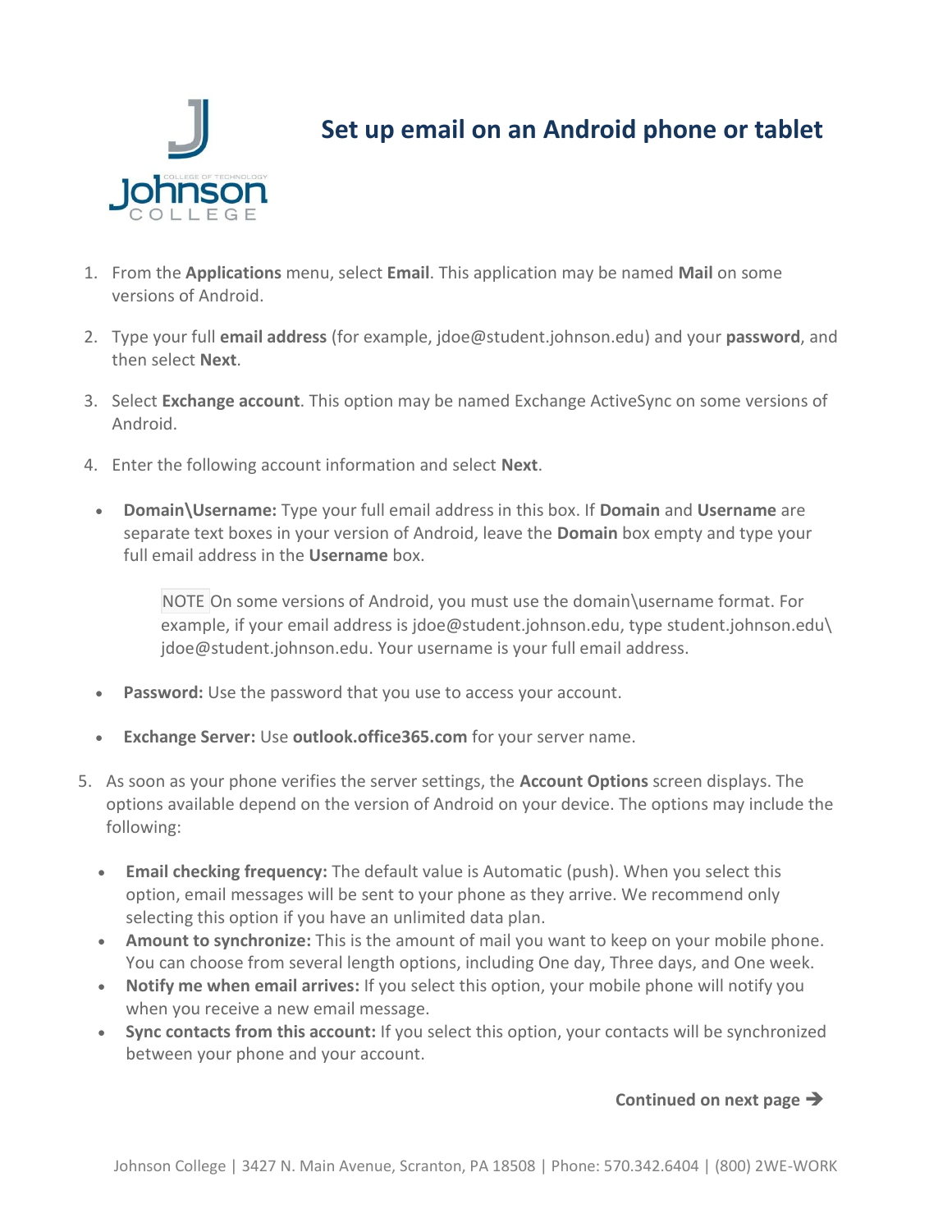# Set up email on an Android phone or tablet

1. From the **Applications** menu, select **Email**. This application may be named **Mail** on some versions of Android.

2. Type your full **email address** (for example, jdoe@student.johnson.edu) and your **password**, and then select **Next**.

3. Select **Exchange account**. This option may be named Exchange ActiveSync on some versions of Android.

4. Enter the following account information and select **Next**.

   - **Domain\Username:** Type your full email address in this box. If **Domain** and **Username** are separate text boxes in your version of Android, leave the **Domain** box empty and type your full email address in the **Username** box.

     NOTE On some versions of Android, you must use the domain\username format. For example, if your email address is jdoe@student.johnson.edu, type student.johnson.edu\jdoe@student.johnson.edu. Your username is your full email address.

   - **Password:** Use the password that you use to access your account.

   - **Exchange Server:** Use **outlook.office365.com** for your server name.

5. As soon as your phone verifies the server settings, the **Account Options** screen displays. The options available depend on the version of Android on your device. The options may include the following:

   - **Email checking frequency:** The default value is Automatic (push). When you select this option, email messages will be sent to your phone as they arrive. We recommend only selecting this option if you have an unlimited data plan.
   - **Amount to synchronize:** This is the amount of mail you want to keep on your mobile phone. You can choose from several length options, including One day, Three days, and One week.
   - **Notify me when email arrives:** If you select this option, your mobile phone will notify you when you receive a new email message.
   - **Sync contacts from this account:** If you select this option, your contacts will be synchronized between your phone and your account.

**Continued on next page ➔**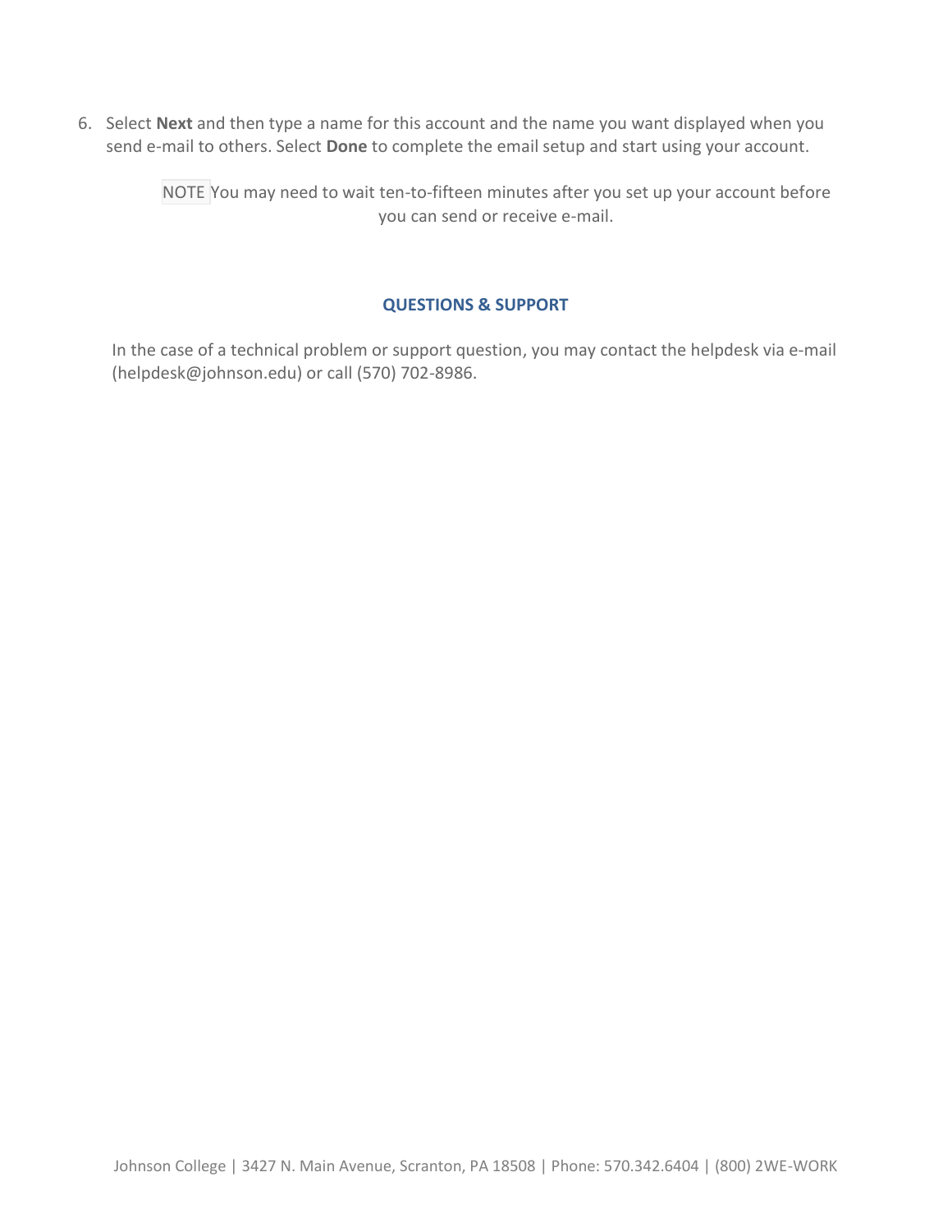6. Select **Next** and then type a name for this account and the name you want displayed when you send e-mail to others. Select **Done** to complete the email setup and start using your account.

> NOTE You may need to wait ten-to-fifteen minutes after you set up your account before you can send or receive e-mail.

## QUESTIONS & SUPPORT

In the case of a technical problem or support question, you may contact the helpdesk via e-mail (helpdesk@johnson.edu) or call (570) 702-8986.